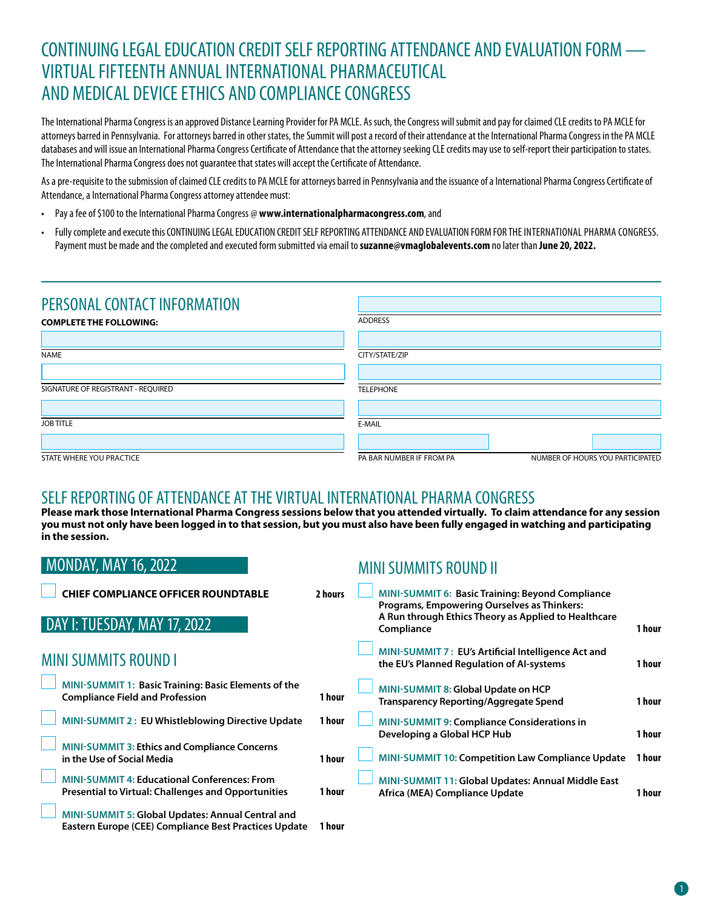# CONTINUING LEGAL EDUCATION CREDIT SELF REPORTING ATTENDANCE AND EVALUATION FORM — VIRTUAL FIFTEENTH ANNUAL INTERNATIONAL PHARMACEUTICAL AND MEDICAL DEVICE ETHICS AND COMPLIANCE CONGRESS

The International Pharma Congress is an approved Distance Learning Provider for PA MCLE. As such, the Congress will submit and pay for claimed CLE credits to PA MCLE for attorneys barred in Pennsylvania. For attorneys barred in other states, the Summit will post a record of their attendance at the International Pharma Congress in the PA MCLE databases and will issue an International Pharma Congress Certificate of Attendance that the attorney seeking CLE credits may use to self-report their participation to states. The International Pharma Congress does not guarantee that states will accept the Certificate of Attendance.

As a pre-requisite to the submission of claimed CLE credits to PA MCLE for attorneys barred in Pennsylvania and the issuance of a International Pharma Congress Certificate of Attendance, a International Pharma Congress attorney attendee must:

- Pay a fee of $100 to the International Pharma Congress @ **www.internationalpharmacongress.com**, and
- Fully complete and execute this CONTINUING LEGAL EDUCATION CREDIT SELF REPORTING ATTENDANCE AND EVALUATION FORM FOR THE INTERNATIONAL PHARMA CONGRESS. Payment must be made and the completed and executed form submitted via email to **suzanne@vmaglobalevents.com** no later than **June 20, 2022.**

## PERSONAL CONTACT INFORMATION

**COMPLETE THE FOLLOWING:**

NAME

SIGNATURE OF REGISTRANT - REQUIRED

JOB TITLE

STATE WHERE YOU PRACTICE

ADDRESS

CITY/STATE/ZIP

TELEPHONE

E-MAIL

PA BAR NUMBER IF FROM PA

NUMBER OF HOURS YOU PARTICIPATED

## SELF REPORTING OF ATTENDANCE AT THE VIRTUAL INTERNATIONAL PHARMA CONGRESS

**Please mark those International Pharma Congress sessions below that you attended virtually. To claim attendance for any session you must not only have been logged in to that session, but you must also have been fully engaged in watching and participating in the session.**

### MONDAY, MAY 16, 2022

- ☐ **CHIEF COMPLIANCE OFFICER ROUNDTABLE** — **2 hours**

### DAY I: TUESDAY, MAY 17, 2022

### MINI SUMMITS ROUND I

- ☐ **MINI-SUMMIT 1: Basic Training: Basic Elements of the Compliance Field and Profession** — **1 hour**
- ☐ **MINI-SUMMIT 2: EU Whistleblowing Directive Update** — **1 hour**
- ☐ **MINI-SUMMIT 3: Ethics and Compliance Concerns in the Use of Social Media** — **1 hour**
- ☐ **MINI-SUMMIT 4: Educational Conferences: From Presential to Virtual: Challenges and Opportunities** — **1 hour**
- ☐ **MINI-SUMMIT 5: Global Updates: Annual Central and Eastern Europe (CEE) Compliance Best Practices Update** — **1 hour**

### MINI SUMMITS ROUND II

- ☐ **MINI-SUMMIT 6: Basic Training: Beyond Compliance Programs, Empowering Ourselves as Thinkers: A Run through Ethics Theory as Applied to Healthcare Compliance** — **1 hour**
- ☐ **MINI-SUMMIT 7: EU's Artificial Intelligence Act and the EU's Planned Regulation of AI-systems** — **1 hour**
- ☐ **MINI-SUMMIT 8: Global Update on HCP Transparency Reporting/Aggregate Spend** — **1 hour**
- ☐ **MINI-SUMMIT 9: Compliance Considerations in Developing a Global HCP Hub** — **1 hour**
- ☐ **MINI-SUMMIT 10: Competition Law Compliance Update** — **1 hour**
- ☐ **MINI-SUMMIT 11: Global Updates: Annual Middle East Africa (MEA) Compliance Update** — **1 hour**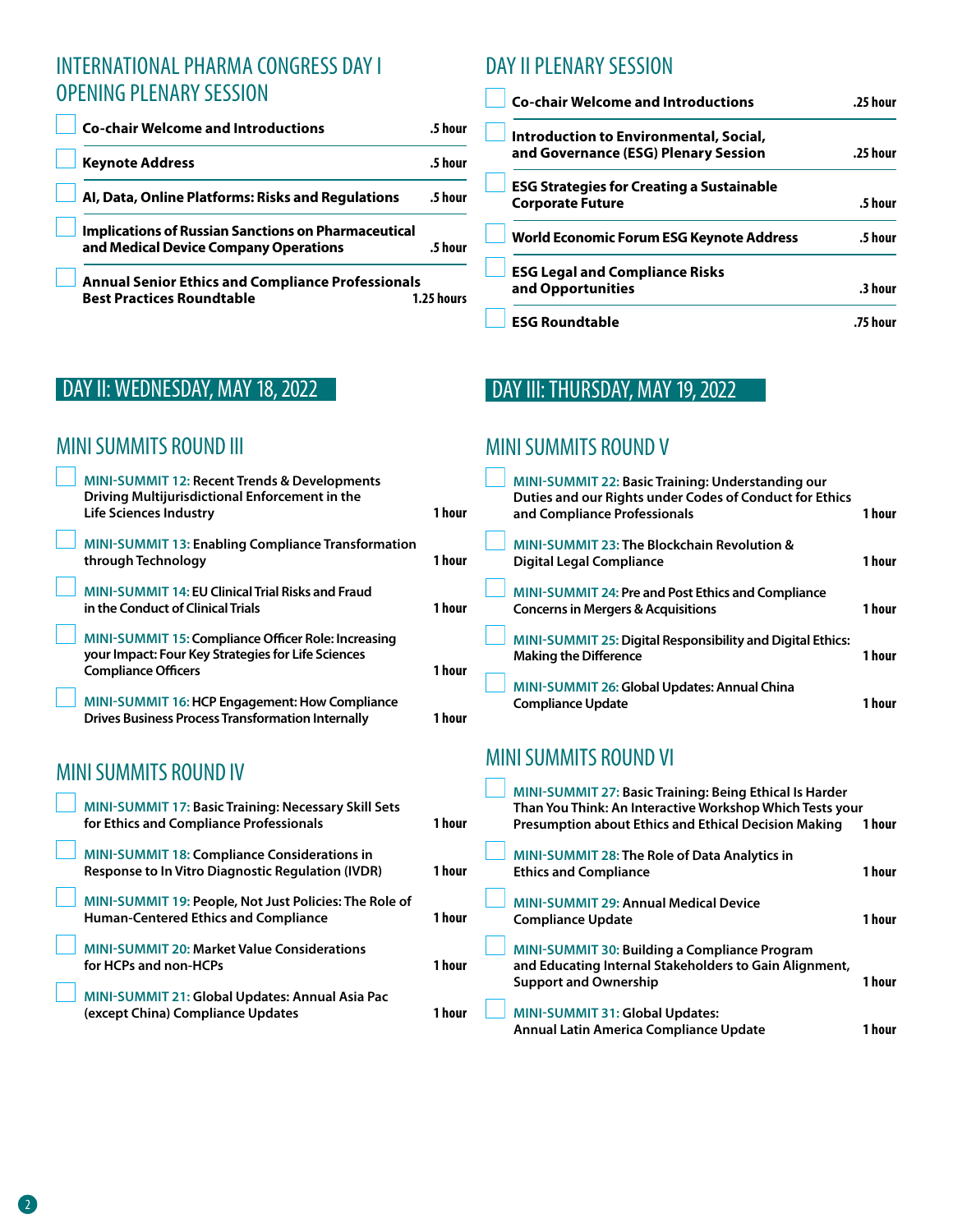## INTERNATIONAL PHARMA CONGRESS DAY I OPENING PLENARY SESSION

| Session | Time |
|---|---|
| Co-chair Welcome and Introductions | .5 hour |
| Keynote Address | .5 hour |
| AI, Data, Online Platforms: Risks and Regulations | .5 hour |
| Implications of Russian Sanctions on Pharmaceutical and Medical Device Company Operations | .5 hour |
| Annual Senior Ethics and Compliance Professionals Best Practices Roundtable | 1.25 hours |

## DAY II PLENARY SESSION

| Session | Time |
|---|---|
| Co-chair Welcome and Introductions | .25 hour |
| Introduction to Environmental, Social, and Governance (ESG) Plenary Session | .25 hour |
| ESG Strategies for Creating a Sustainable Corporate Future | .5 hour |
| World Economic Forum ESG Keynote Address | .5 hour |
| ESG Legal and Compliance Risks and Opportunities | .3 hour |
| ESG Roundtable | .75 hour |

## DAY II: WEDNESDAY, MAY 18, 2022

### MINI SUMMITS ROUND III

| Session | Time |
|---|---|
| MINI-SUMMIT 12: Recent Trends & Developments Driving Multijurisdictional Enforcement in the Life Sciences Industry | 1 hour |
| MINI-SUMMIT 13: Enabling Compliance Transformation through Technology | 1 hour |
| MINI-SUMMIT 14: EU Clinical Trial Risks and Fraud in the Conduct of Clinical Trials | 1 hour |
| MINI-SUMMIT 15: Compliance Officer Role: Increasing your Impact: Four Key Strategies for Life Sciences Compliance Officers | 1 hour |
| MINI-SUMMIT 16: HCP Engagement: How Compliance Drives Business Process Transformation Internally | 1 hour |

### MINI SUMMITS ROUND IV

| Session | Time |
|---|---|
| MINI-SUMMIT 17: Basic Training: Necessary Skill Sets for Ethics and Compliance Professionals | 1 hour |
| MINI-SUMMIT 18: Compliance Considerations in Response to In Vitro Diagnostic Regulation (IVDR) | 1 hour |
| MINI-SUMMIT 19: People, Not Just Policies: The Role of Human-Centered Ethics and Compliance | 1 hour |
| MINI-SUMMIT 20: Market Value Considerations for HCPs and non-HCPs | 1 hour |
| MINI-SUMMIT 21: Global Updates: Annual Asia Pac (except China) Compliance Updates | 1 hour |

## DAY III: THURSDAY, MAY 19, 2022

### MINI SUMMITS ROUND V

| Session | Time |
|---|---|
| MINI-SUMMIT 22: Basic Training: Understanding our Duties and our Rights under Codes of Conduct for Ethics and Compliance Professionals | 1 hour |
| MINI-SUMMIT 23: The Blockchain Revolution & Digital Legal Compliance | 1 hour |
| MINI-SUMMIT 24: Pre and Post Ethics and Compliance Concerns in Mergers & Acquisitions | 1 hour |
| MINI-SUMMIT 25: Digital Responsibility and Digital Ethics: Making the Difference | 1 hour |
| MINI-SUMMIT 26: Global Updates: Annual China Compliance Update | 1 hour |

### MINI SUMMITS ROUND VI

| Session | Time |
|---|---|
| MINI-SUMMIT 27: Basic Training: Being Ethical Is Harder Than You Think: An Interactive Workshop Which Tests your Presumption about Ethics and Ethical Decision Making | 1 hour |
| MINI-SUMMIT 28: The Role of Data Analytics in Ethics and Compliance | 1 hour |
| MINI-SUMMIT 29: Annual Medical Device Compliance Update | 1 hour |
| MINI-SUMMIT 30: Building a Compliance Program and Educating Internal Stakeholders to Gain Alignment, Support and Ownership | 1 hour |
| MINI-SUMMIT 31: Global Updates: Annual Latin America Compliance Update | 1 hour |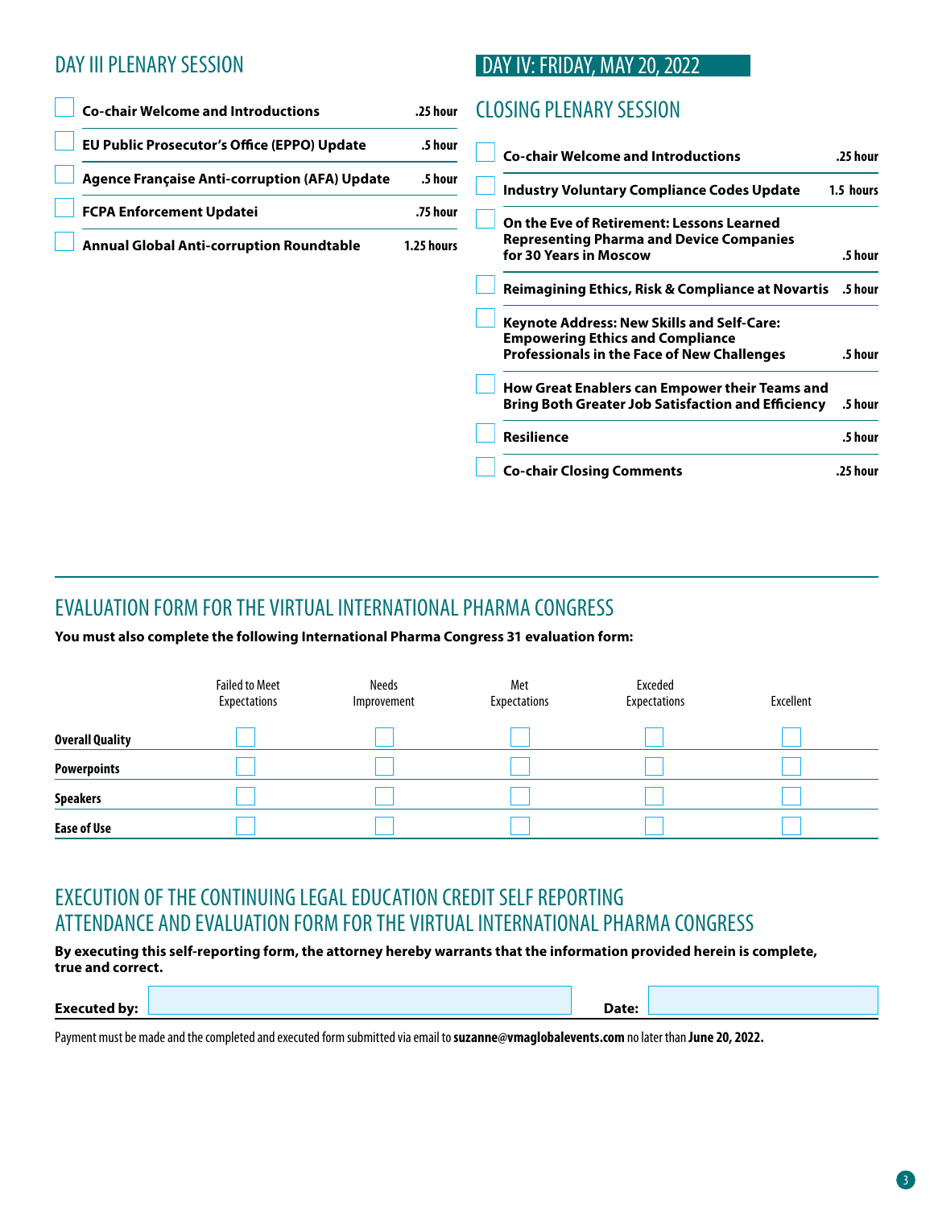## DAY III PLENARY SESSION

| | |
|---|---|
| Co-chair Welcome and Introductions | .25 hour |
| EU Public Prosecutor's Office (EPPO) Update | .5 hour |
| Agence Française Anti-corruption (AFA) Update | .5 hour |
| FCPA Enforcement Updatei | .75 hour |
| Annual Global Anti-corruption Roundtable | 1.25 hours |

## DAY IV: FRIDAY, MAY 20, 2022

### CLOSING PLENARY SESSION

| | |
|---|---|
| Co-chair Welcome and Introductions | .25 hour |
| Industry Voluntary Compliance Codes Update | 1.5 hours |
| On the Eve of Retirement: Lessons Learned Representing Pharma and Device Companies for 30 Years in Moscow | .5 hour |
| Reimagining Ethics, Risk & Compliance at Novartis | .5 hour |
| Keynote Address: New Skills and Self-Care: Empowering Ethics and Compliance Professionals in the Face of New Challenges | .5 hour |
| How Great Enablers can Empower their Teams and Bring Both Greater Job Satisfaction and Efficiency | .5 hour |
| Resilience | .5 hour |
| Co-chair Closing Comments | .25 hour |

## EVALUATION FORM FOR THE VIRTUAL INTERNATIONAL PHARMA CONGRESS

**You must also complete the following International Pharma Congress 31 evaluation form:**

| | Failed to Meet Expectations | Needs Improvement | Met Expectations | Exceded Expectations | Excellent |
|---|---|---|---|---|---|
| **Overall Quality** | | | | | |
| **Powerpoints** | | | | | |
| **Speakers** | | | | | |
| **Ease of Use** | | | | | |

## EXECUTION OF THE CONTINUING LEGAL EDUCATION CREDIT SELF REPORTING ATTENDANCE AND EVALUATION FORM FOR THE VIRTUAL INTERNATIONAL PHARMA CONGRESS

**By executing this self-reporting form, the attorney hereby warrants that the information provided herein is complete, true and correct.**

**Executed by:** ____________________ **Date:** ____________

Payment must be made and the completed and executed form submitted via email to **suzanne@vmaglobalevents.com** no later than **June 20, 2022.**